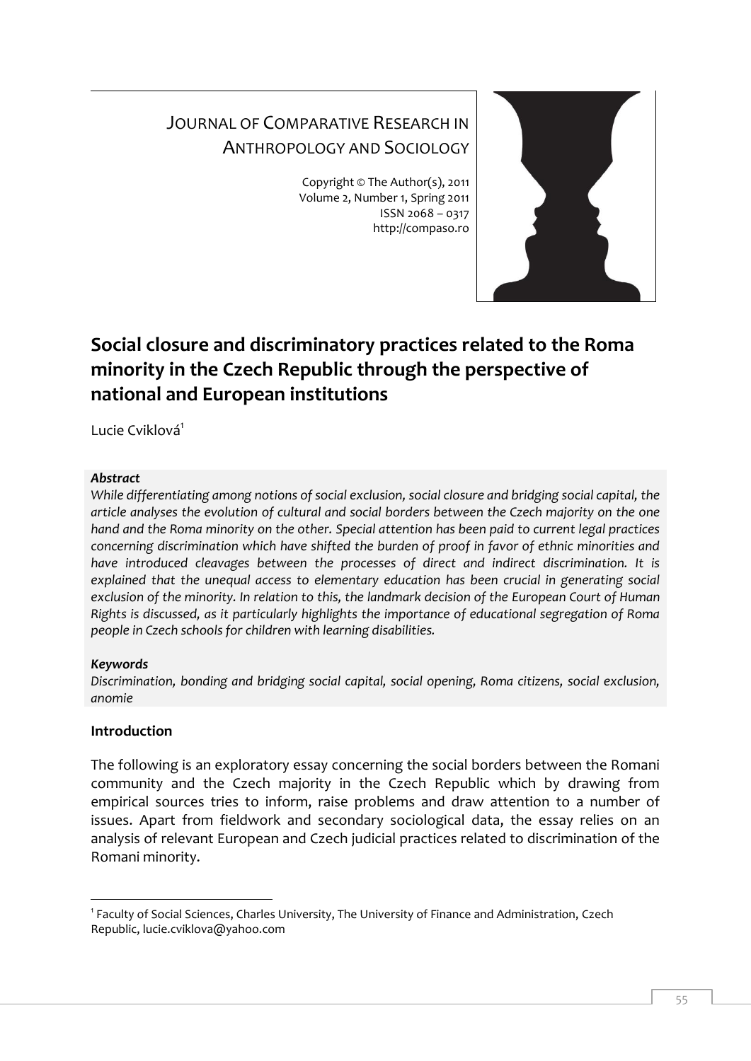JOURNAL OF COMPARATIVE RESEARCH IN ANTHROPOLOGY AND SOCIOLOGY

Copyright © The Author(s), 2011
Volume 2, Number 1, Spring 2011
ISSN 2068 – 0317
http://compaso.ro

# Social closure and discriminatory practices related to the Roma minority in the Czech Republic through the perspective of national and European institutions

Lucie Cviklová[1]

***Abstract***

*While differentiating among notions of social exclusion, social closure and bridging social capital, the article analyses the evolution of cultural and social borders between the Czech majority on the one hand and the Roma minority on the other. Special attention has been paid to current legal practices concerning discrimination which have shifted the burden of proof in favor of ethnic minorities and have introduced cleavages between the processes of direct and indirect discrimination. It is explained that the unequal access to elementary education has been crucial in generating social exclusion of the minority. In relation to this, the landmark decision of the European Court of Human Rights is discussed, as it particularly highlights the importance of educational segregation of Roma people in Czech schools for children with learning disabilities.*

***Keywords***

*Discrimination, bonding and bridging social capital, social opening, Roma citizens, social exclusion, anomie*

## Introduction

The following is an exploratory essay concerning the social borders between the Romani community and the Czech majority in the Czech Republic which by drawing from empirical sources tries to inform, raise problems and draw attention to a number of issues. Apart from fieldwork and secondary sociological data, the essay relies on an analysis of relevant European and Czech judicial practices related to discrimination of the Romani minority.

---

[1] Faculty of Social Sciences, Charles University, The University of Finance and Administration, Czech Republic, lucie.cviklova@yahoo.com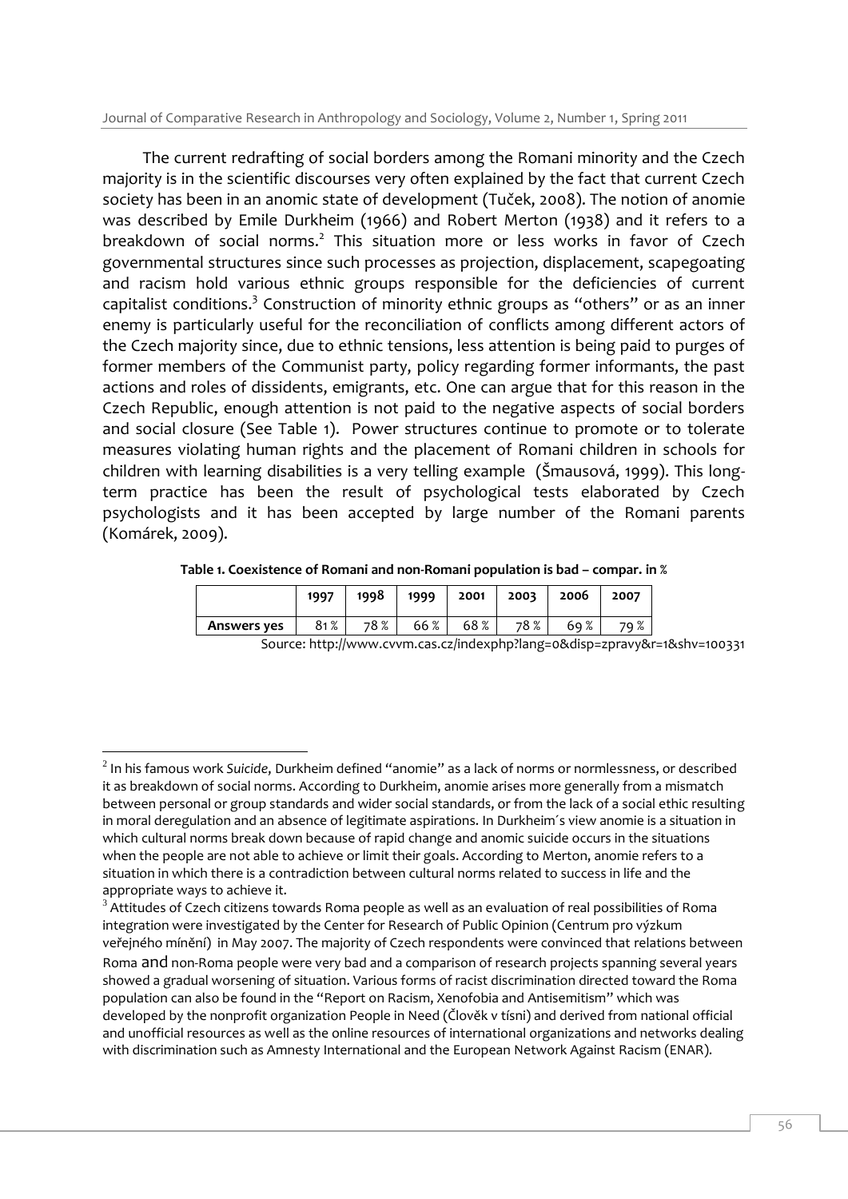The current redrafting of social borders among the Romani minority and the Czech majority is in the scientific discourses very often explained by the fact that current Czech society has been in an anomic state of development (Tuček, 2008). The notion of anomie was described by Emile Durkheim (1966) and Robert Merton (1938) and it refers to a breakdown of social norms.[2] This situation more or less works in favor of Czech governmental structures since such processes as projection, displacement, scapegoating and racism hold various ethnic groups responsible for the deficiencies of current capitalist conditions.[3] Construction of minority ethnic groups as "others" or as an inner enemy is particularly useful for the reconciliation of conflicts among different actors of the Czech majority since, due to ethnic tensions, less attention is being paid to purges of former members of the Communist party, policy regarding former informants, the past actions and roles of dissidents, emigrants, etc. One can argue that for this reason in the Czech Republic, enough attention is not paid to the negative aspects of social borders and social closure (See Table 1). Power structures continue to promote or to tolerate measures violating human rights and the placement of Romani children in schools for children with learning disabilities is a very telling example (Šmausová, 1999). This long-term practice has been the result of psychological tests elaborated by Czech psychologists and it has been accepted by large number of the Romani parents (Komárek, 2009).

**Table 1. Coexistence of Romani and non-Romani population is bad – compar. in %**

| | 1997 | 1998 | 1999 | 2001 | 2003 | 2006 | 2007 |
|---|---|---|---|---|---|---|---|
| **Answers yes** | 81 % | 78 % | 66 % | 68 % | 78 % | 69 % | 79 % |

Source: http://www.cvvm.cas.cz/indexphp?lang=0&disp=zpravy&r=1&shv=100331

---

[2] In his famous work *Suicide*, Durkheim defined "anomie" as a lack of norms or normlessness, or described it as breakdown of social norms. According to Durkheim, anomie arises more generally from a mismatch between personal or group standards and wider social standards, or from the lack of a social ethic resulting in moral deregulation and an absence of legitimate aspirations. In Durkheim´s view anomie is a situation in which cultural norms break down because of rapid change and anomic suicide occurs in the situations when the people are not able to achieve or limit their goals. According to Merton, anomie refers to a situation in which there is a contradiction between cultural norms related to success in life and the appropriate ways to achieve it.

[3] Attitudes of Czech citizens towards Roma people as well as an evaluation of real possibilities of Roma integration were investigated by the Center for Research of Public Opinion (Centrum pro výzkum veřejného mínění) in May 2007. The majority of Czech respondents were convinced that relations between Roma and non-Roma people were very bad and a comparison of research projects spanning several years showed a gradual worsening of situation. Various forms of racist discrimination directed toward the Roma population can also be found in the "Report on Racism, Xenofobia and Antisemitism" which was developed by the nonprofit organization People in Need (Člověk v tísni) and derived from national official and unofficial resources as well as the online resources of international organizations and networks dealing with discrimination such as Amnesty International and the European Network Against Racism (ENAR).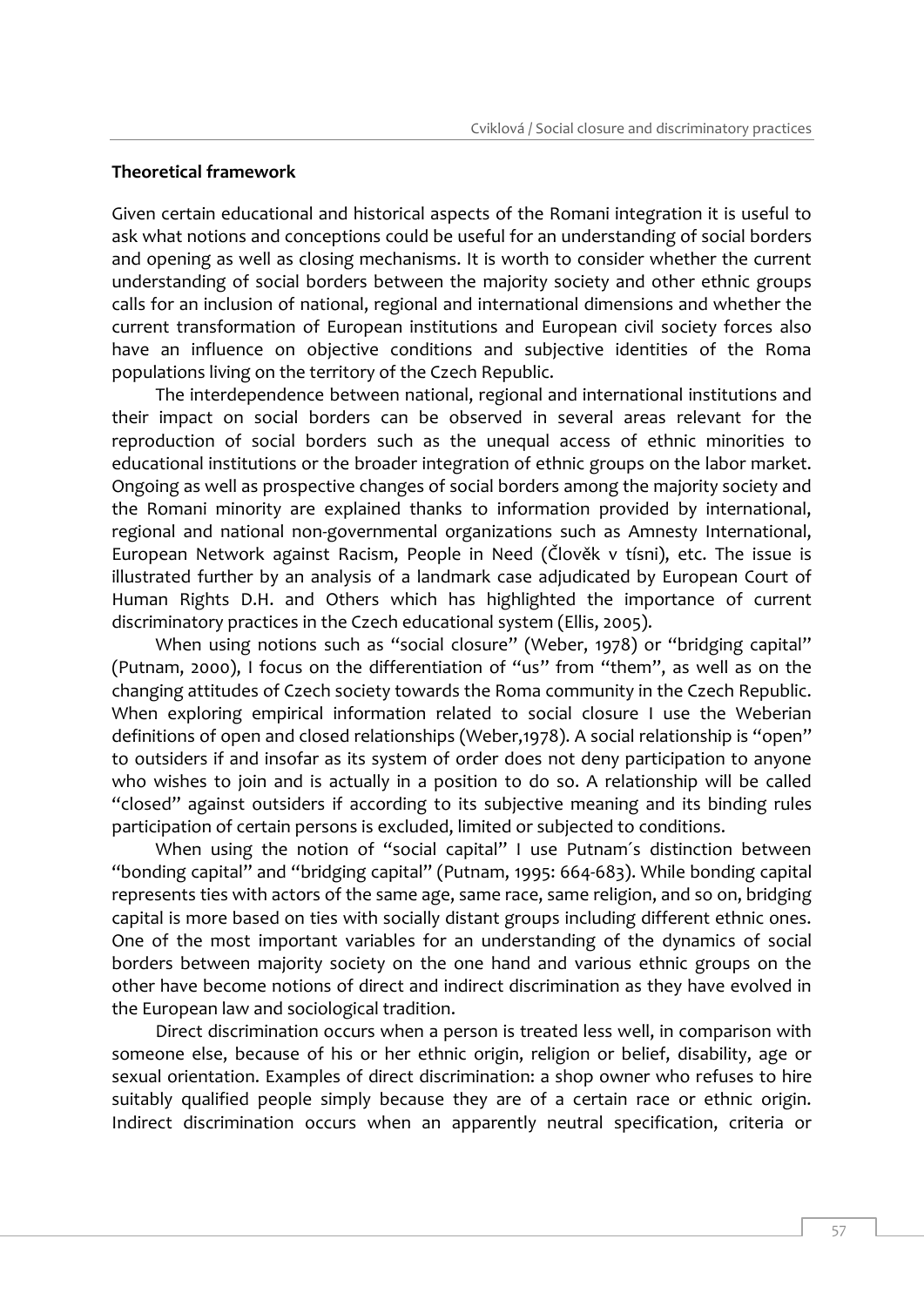**Theoretical framework**

Given certain educational and historical aspects of the Romani integration it is useful to ask what notions and conceptions could be useful for an understanding of social borders and opening as well as closing mechanisms. It is worth to consider whether the current understanding of social borders between the majority society and other ethnic groups calls for an inclusion of national, regional and international dimensions and whether the current transformation of European institutions and European civil society forces also have an influence on objective conditions and subjective identities of the Roma populations living on the territory of the Czech Republic.

The interdependence between national, regional and international institutions and their impact on social borders can be observed in several areas relevant for the reproduction of social borders such as the unequal access of ethnic minorities to educational institutions or the broader integration of ethnic groups on the labor market. Ongoing as well as prospective changes of social borders among the majority society and the Romani minority are explained thanks to information provided by international, regional and national non-governmental organizations such as Amnesty International, European Network against Racism, People in Need (Člověk v tísni), etc. The issue is illustrated further by an analysis of a landmark case adjudicated by European Court of Human Rights D.H. and Others which has highlighted the importance of current discriminatory practices in the Czech educational system (Ellis, 2005).

When using notions such as "social closure" (Weber, 1978) or "bridging capital" (Putnam, 2000), I focus on the differentiation of "us" from "them", as well as on the changing attitudes of Czech society towards the Roma community in the Czech Republic. When exploring empirical information related to social closure I use the Weberian definitions of open and closed relationships (Weber,1978). A social relationship is "open" to outsiders if and insofar as its system of order does not deny participation to anyone who wishes to join and is actually in a position to do so. A relationship will be called "closed" against outsiders if according to its subjective meaning and its binding rules participation of certain persons is excluded, limited or subjected to conditions.

When using the notion of "social capital" I use Putnam´s distinction between "bonding capital" and "bridging capital" (Putnam, 1995: 664-683). While bonding capital represents ties with actors of the same age, same race, same religion, and so on, bridging capital is more based on ties with socially distant groups including different ethnic ones. One of the most important variables for an understanding of the dynamics of social borders between majority society on the one hand and various ethnic groups on the other have become notions of direct and indirect discrimination as they have evolved in the European law and sociological tradition.

Direct discrimination occurs when a person is treated less well, in comparison with someone else, because of his or her ethnic origin, religion or belief, disability, age or sexual orientation. Examples of direct discrimination: a shop owner who refuses to hire suitably qualified people simply because they are of a certain race or ethnic origin. Indirect discrimination occurs when an apparently neutral specification, criteria or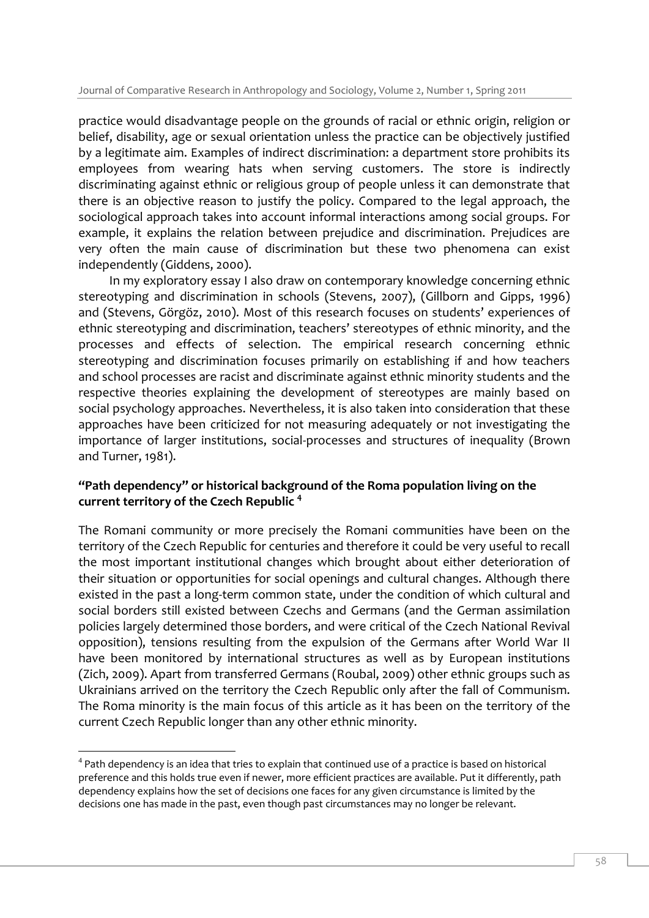practice would disadvantage people on the grounds of racial or ethnic origin, religion or belief, disability, age or sexual orientation unless the practice can be objectively justified by a legitimate aim. Examples of indirect discrimination: a department store prohibits its employees from wearing hats when serving customers. The store is indirectly discriminating against ethnic or religious group of people unless it can demonstrate that there is an objective reason to justify the policy. Compared to the legal approach, the sociological approach takes into account informal interactions among social groups. For example, it explains the relation between prejudice and discrimination. Prejudices are very often the main cause of discrimination but these two phenomena can exist independently (Giddens, 2000).

In my exploratory essay I also draw on contemporary knowledge concerning ethnic stereotyping and discrimination in schools (Stevens, 2007), (Gillborn and Gipps, 1996) and (Stevens, Görgöz, 2010). Most of this research focuses on students' experiences of ethnic stereotyping and discrimination, teachers' stereotypes of ethnic minority, and the processes and effects of selection. The empirical research concerning ethnic stereotyping and discrimination focuses primarily on establishing if and how teachers and school processes are racist and discriminate against ethnic minority students and the respective theories explaining the development of stereotypes are mainly based on social psychology approaches. Nevertheless, it is also taken into consideration that these approaches have been criticized for not measuring adequately or not investigating the importance of larger institutions, social-processes and structures of inequality (Brown and Turner, 1981).

### "Path dependency" or historical background of the Roma population living on the current territory of the Czech Republic [4]

The Romani community or more precisely the Romani communities have been on the territory of the Czech Republic for centuries and therefore it could be very useful to recall the most important institutional changes which brought about either deterioration of their situation or opportunities for social openings and cultural changes. Although there existed in the past a long-term common state, under the condition of which cultural and social borders still existed between Czechs and Germans (and the German assimilation policies largely determined those borders, and were critical of the Czech National Revival opposition), tensions resulting from the expulsion of the Germans after World War II have been monitored by international structures as well as by European institutions (Zich, 2009). Apart from transferred Germans (Roubal, 2009) other ethnic groups such as Ukrainians arrived on the territory the Czech Republic only after the fall of Communism. The Roma minority is the main focus of this article as it has been on the territory of the current Czech Republic longer than any other ethnic minority.

[4] Path dependency is an idea that tries to explain that continued use of a practice is based on historical preference and this holds true even if newer, more efficient practices are available. Put it differently, path dependency explains how the set of decisions one faces for any given circumstance is limited by the decisions one has made in the past, even though past circumstances may no longer be relevant.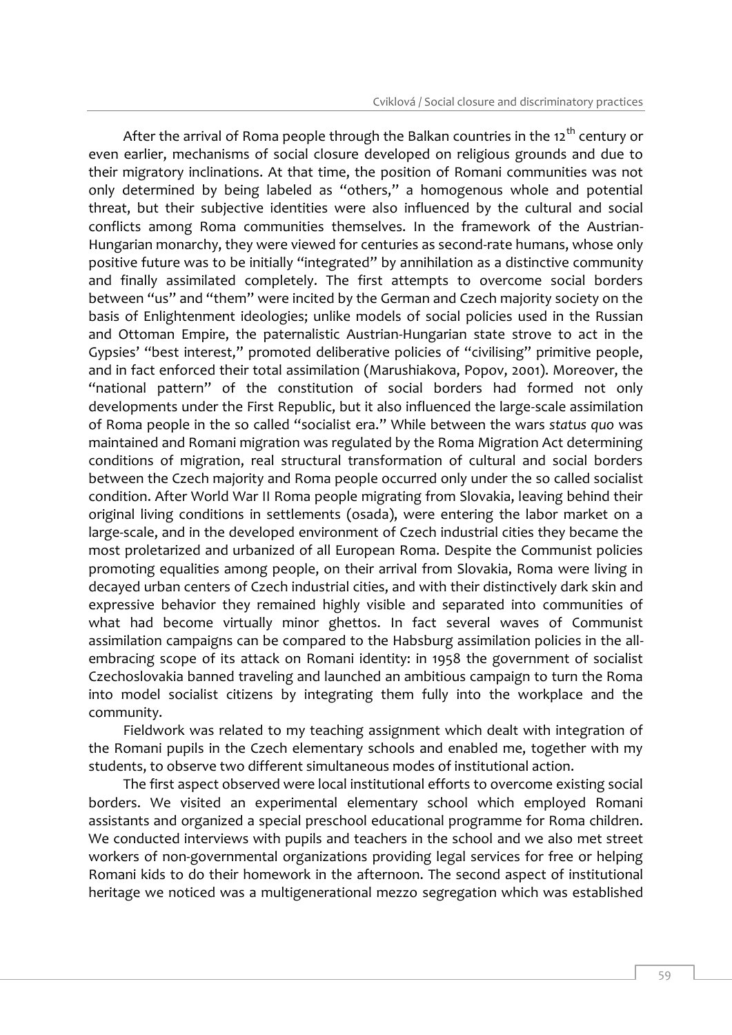After the arrival of Roma people through the Balkan countries in the 12th century or even earlier, mechanisms of social closure developed on religious grounds and due to their migratory inclinations. At that time, the position of Romani communities was not only determined by being labeled as "others," a homogenous whole and potential threat, but their subjective identities were also influenced by the cultural and social conflicts among Roma communities themselves. In the framework of the Austrian-Hungarian monarchy, they were viewed for centuries as second-rate humans, whose only positive future was to be initially "integrated" by annihilation as a distinctive community and finally assimilated completely. The first attempts to overcome social borders between "us" and "them" were incited by the German and Czech majority society on the basis of Enlightenment ideologies; unlike models of social policies used in the Russian and Ottoman Empire, the paternalistic Austrian-Hungarian state strove to act in the Gypsies' "best interest," promoted deliberative policies of "civilising" primitive people, and in fact enforced their total assimilation (Marushiakova, Popov, 2001). Moreover, the "national pattern" of the constitution of social borders had formed not only developments under the First Republic, but it also influenced the large-scale assimilation of Roma people in the so called "socialist era." While between the wars *status quo* was maintained and Romani migration was regulated by the Roma Migration Act determining conditions of migration, real structural transformation of cultural and social borders between the Czech majority and Roma people occurred only under the so called socialist condition. After World War II Roma people migrating from Slovakia, leaving behind their original living conditions in settlements (osada), were entering the labor market on a large-scale, and in the developed environment of Czech industrial cities they became the most proletarized and urbanized of all European Roma. Despite the Communist policies promoting equalities among people, on their arrival from Slovakia, Roma were living in decayed urban centers of Czech industrial cities, and with their distinctively dark skin and expressive behavior they remained highly visible and separated into communities of what had become virtually minor ghettos. In fact several waves of Communist assimilation campaigns can be compared to the Habsburg assimilation policies in the all-embracing scope of its attack on Romani identity: in 1958 the government of socialist Czechoslovakia banned traveling and launched an ambitious campaign to turn the Roma into model socialist citizens by integrating them fully into the workplace and the community.

Fieldwork was related to my teaching assignment which dealt with integration of the Romani pupils in the Czech elementary schools and enabled me, together with my students, to observe two different simultaneous modes of institutional action.

The first aspect observed were local institutional efforts to overcome existing social borders. We visited an experimental elementary school which employed Romani assistants and organized a special preschool educational programme for Roma children. We conducted interviews with pupils and teachers in the school and we also met street workers of non-governmental organizations providing legal services for free or helping Romani kids to do their homework in the afternoon. The second aspect of institutional heritage we noticed was a multigenerational mezzo segregation which was established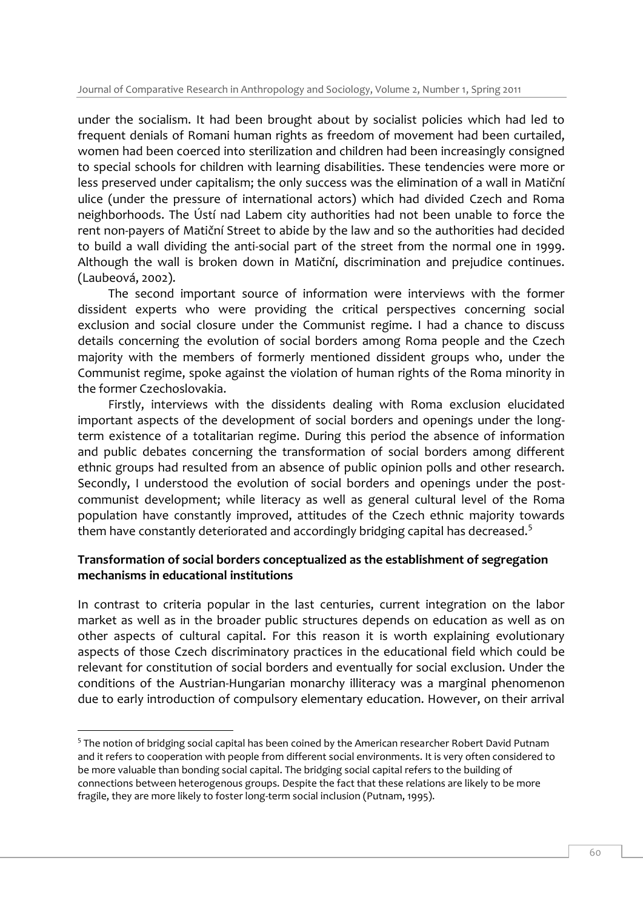under the socialism. It had been brought about by socialist policies which had led to frequent denials of Romani human rights as freedom of movement had been curtailed, women had been coerced into sterilization and children had been increasingly consigned to special schools for children with learning disabilities. These tendencies were more or less preserved under capitalism; the only success was the elimination of a wall in Matiční ulice (under the pressure of international actors) which had divided Czech and Roma neighborhoods. The Ústí nad Labem city authorities had not been unable to force the rent non-payers of Matiční Street to abide by the law and so the authorities had decided to build a wall dividing the anti-social part of the street from the normal one in 1999. Although the wall is broken down in Matiční, discrimination and prejudice continues. (Laubeová, 2002).

The second important source of information were interviews with the former dissident experts who were providing the critical perspectives concerning social exclusion and social closure under the Communist regime. I had a chance to discuss details concerning the evolution of social borders among Roma people and the Czech majority with the members of formerly mentioned dissident groups who, under the Communist regime, spoke against the violation of human rights of the Roma minority in the former Czechoslovakia.

Firstly, interviews with the dissidents dealing with Roma exclusion elucidated important aspects of the development of social borders and openings under the long-term existence of a totalitarian regime. During this period the absence of information and public debates concerning the transformation of social borders among different ethnic groups had resulted from an absence of public opinion polls and other research. Secondly, I understood the evolution of social borders and openings under the post-communist development; while literacy as well as general cultural level of the Roma population have constantly improved, attitudes of the Czech ethnic majority towards them have constantly deteriorated and accordingly bridging capital has decreased.[5]

**Transformation of social borders conceptualized as the establishment of segregation mechanisms in educational institutions**

In contrast to criteria popular in the last centuries, current integration on the labor market as well as in the broader public structures depends on education as well as on other aspects of cultural capital. For this reason it is worth explaining evolutionary aspects of those Czech discriminatory practices in the educational field which could be relevant for constitution of social borders and eventually for social exclusion. Under the conditions of the Austrian-Hungarian monarchy illiteracy was a marginal phenomenon due to early introduction of compulsory elementary education. However, on their arrival

[5] The notion of bridging social capital has been coined by the American researcher Robert David Putnam and it refers to cooperation with people from different social environments. It is very often considered to be more valuable than bonding social capital. The bridging social capital refers to the building of connections between heterogenous groups. Despite the fact that these relations are likely to be more fragile, they are more likely to foster long-term social inclusion (Putnam, 1995).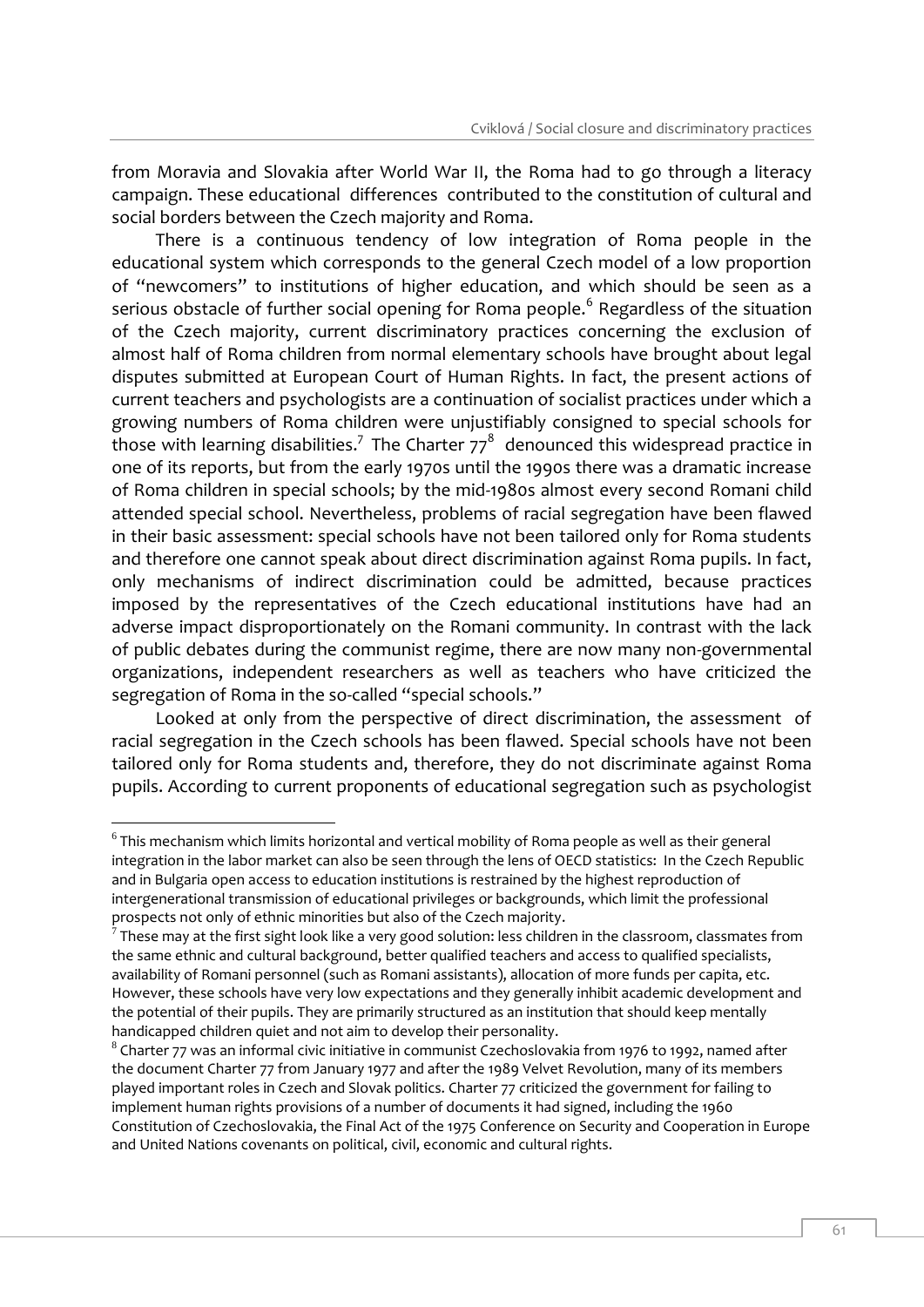from Moravia and Slovakia after World War II, the Roma had to go through a literacy campaign. These educational differences contributed to the constitution of cultural and social borders between the Czech majority and Roma.

There is a continuous tendency of low integration of Roma people in the educational system which corresponds to the general Czech model of a low proportion of "newcomers" to institutions of higher education, and which should be seen as a serious obstacle of further social opening for Roma people.[6] Regardless of the situation of the Czech majority, current discriminatory practices concerning the exclusion of almost half of Roma children from normal elementary schools have brought about legal disputes submitted at European Court of Human Rights. In fact, the present actions of current teachers and psychologists are a continuation of socialist practices under which a growing numbers of Roma children were unjustifiably consigned to special schools for those with learning disabilities.[7] The Charter 77[8] denounced this widespread practice in one of its reports, but from the early 1970s until the 1990s there was a dramatic increase of Roma children in special schools; by the mid-1980s almost every second Romani child attended special school. Nevertheless, problems of racial segregation have been flawed in their basic assessment: special schools have not been tailored only for Roma students and therefore one cannot speak about direct discrimination against Roma pupils. In fact, only mechanisms of indirect discrimination could be admitted, because practices imposed by the representatives of the Czech educational institutions have had an adverse impact disproportionately on the Romani community. In contrast with the lack of public debates during the communist regime, there are now many non-governmental organizations, independent researchers as well as teachers who have criticized the segregation of Roma in the so-called "special schools."

Looked at only from the perspective of direct discrimination, the assessment of racial segregation in the Czech schools has been flawed. Special schools have not been tailored only for Roma students and, therefore, they do not discriminate against Roma pupils. According to current proponents of educational segregation such as psychologist

---

[6] This mechanism which limits horizontal and vertical mobility of Roma people as well as their general integration in the labor market can also be seen through the lens of OECD statistics: In the Czech Republic and in Bulgaria open access to education institutions is restrained by the highest reproduction of intergenerational transmission of educational privileges or backgrounds, which limit the professional prospects not only of ethnic minorities but also of the Czech majority.

[7] These may at the first sight look like a very good solution: less children in the classroom, classmates from the same ethnic and cultural background, better qualified teachers and access to qualified specialists, availability of Romani personnel (such as Romani assistants), allocation of more funds per capita, etc. However, these schools have very low expectations and they generally inhibit academic development and the potential of their pupils. They are primarily structured as an institution that should keep mentally handicapped children quiet and not aim to develop their personality.

[8] Charter 77 was an informal civic initiative in communist Czechoslovakia from 1976 to 1992, named after the document Charter 77 from January 1977 and after the 1989 Velvet Revolution, many of its members played important roles in Czech and Slovak politics. Charter 77 criticized the government for failing to implement human rights provisions of a number of documents it had signed, including the 1960 Constitution of Czechoslovakia, the Final Act of the 1975 Conference on Security and Cooperation in Europe and United Nations covenants on political, civil, economic and cultural rights.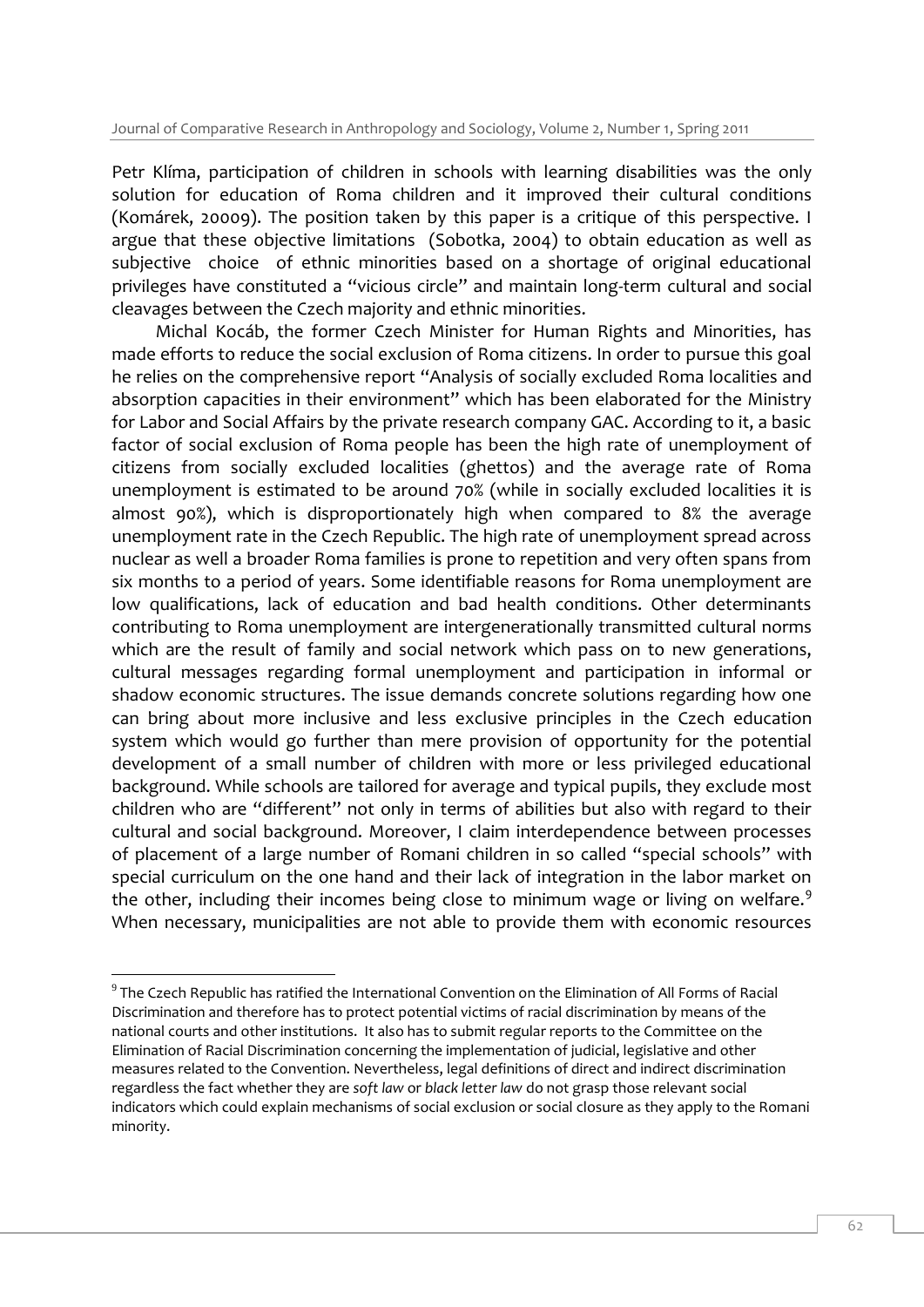Petr Klíma, participation of children in schools with learning disabilities was the only solution for education of Roma children and it improved their cultural conditions (Komárek, 20009). The position taken by this paper is a critique of this perspective. I argue that these objective limitations (Sobotka, 2004) to obtain education as well as subjective choice of ethnic minorities based on a shortage of original educational privileges have constituted a "vicious circle" and maintain long-term cultural and social cleavages between the Czech majority and ethnic minorities.

Michal Kocáb, the former Czech Minister for Human Rights and Minorities, has made efforts to reduce the social exclusion of Roma citizens. In order to pursue this goal he relies on the comprehensive report "Analysis of socially excluded Roma localities and absorption capacities in their environment" which has been elaborated for the Ministry for Labor and Social Affairs by the private research company GAC. According to it, a basic factor of social exclusion of Roma people has been the high rate of unemployment of citizens from socially excluded localities (ghettos) and the average rate of Roma unemployment is estimated to be around 70% (while in socially excluded localities it is almost 90%), which is disproportionately high when compared to 8% the average unemployment rate in the Czech Republic. The high rate of unemployment spread across nuclear as well a broader Roma families is prone to repetition and very often spans from six months to a period of years. Some identifiable reasons for Roma unemployment are low qualifications, lack of education and bad health conditions. Other determinants contributing to Roma unemployment are intergenerationally transmitted cultural norms which are the result of family and social network which pass on to new generations, cultural messages regarding formal unemployment and participation in informal or shadow economic structures. The issue demands concrete solutions regarding how one can bring about more inclusive and less exclusive principles in the Czech education system which would go further than mere provision of opportunity for the potential development of a small number of children with more or less privileged educational background. While schools are tailored for average and typical pupils, they exclude most children who are "different" not only in terms of abilities but also with regard to their cultural and social background. Moreover, I claim interdependence between processes of placement of a large number of Romani children in so called "special schools" with special curriculum on the one hand and their lack of integration in the labor market on the other, including their incomes being close to minimum wage or living on welfare.[9] When necessary, municipalities are not able to provide them with economic resources

[9] The Czech Republic has ratified the International Convention on the Elimination of All Forms of Racial Discrimination and therefore has to protect potential victims of racial discrimination by means of the national courts and other institutions. It also has to submit regular reports to the Committee on the Elimination of Racial Discrimination concerning the implementation of judicial, legislative and other measures related to the Convention. Nevertheless, legal definitions of direct and indirect discrimination regardless the fact whether they are *soft law* or *black letter law* do not grasp those relevant social indicators which could explain mechanisms of social exclusion or social closure as they apply to the Romani minority.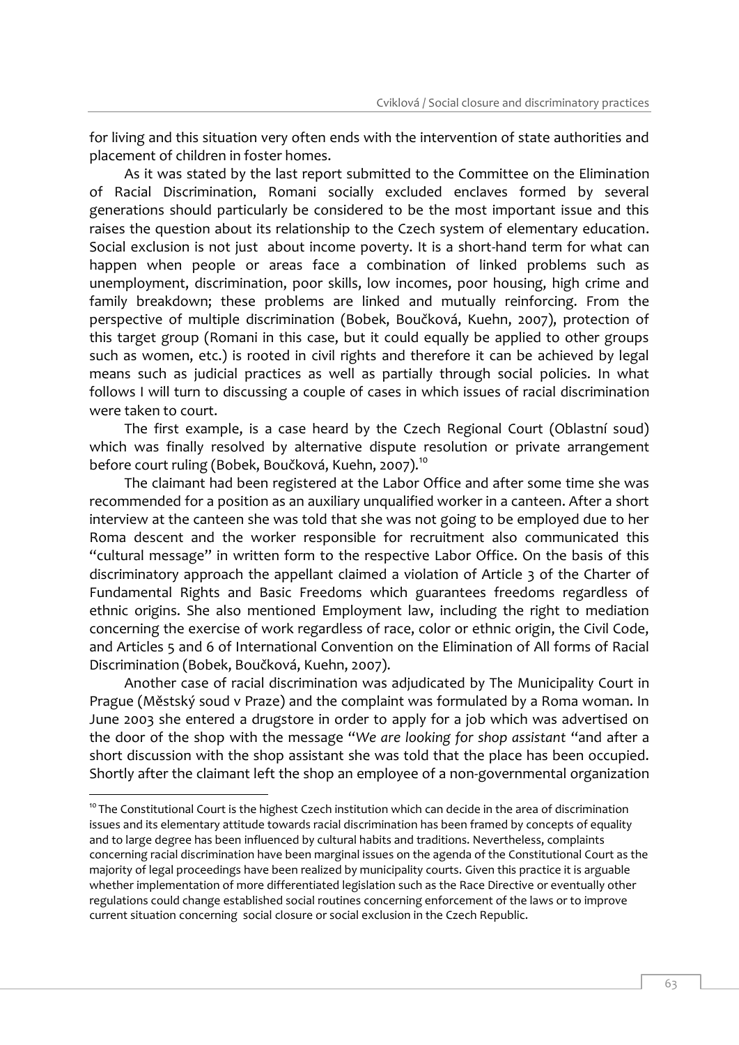for living and this situation very often ends with the intervention of state authorities and placement of children in foster homes.

As it was stated by the last report submitted to the Committee on the Elimination of Racial Discrimination, Romani socially excluded enclaves formed by several generations should particularly be considered to be the most important issue and this raises the question about its relationship to the Czech system of elementary education. Social exclusion is not just about income poverty. It is a short-hand term for what can happen when people or areas face a combination of linked problems such as unemployment, discrimination, poor skills, low incomes, poor housing, high crime and family breakdown; these problems are linked and mutually reinforcing. From the perspective of multiple discrimination (Bobek, Boučková, Kuehn, 2007), protection of this target group (Romani in this case, but it could equally be applied to other groups such as women, etc.) is rooted in civil rights and therefore it can be achieved by legal means such as judicial practices as well as partially through social policies. In what follows I will turn to discussing a couple of cases in which issues of racial discrimination were taken to court.

The first example, is a case heard by the Czech Regional Court (Oblastní soud) which was finally resolved by alternative dispute resolution or private arrangement before court ruling (Bobek, Boučková, Kuehn, 2007).[10]

The claimant had been registered at the Labor Office and after some time she was recommended for a position as an auxiliary unqualified worker in a canteen. After a short interview at the canteen she was told that she was not going to be employed due to her Roma descent and the worker responsible for recruitment also communicated this "cultural message" in written form to the respective Labor Office. On the basis of this discriminatory approach the appellant claimed a violation of Article 3 of the Charter of Fundamental Rights and Basic Freedoms which guarantees freedoms regardless of ethnic origins. She also mentioned Employment law, including the right to mediation concerning the exercise of work regardless of race, color or ethnic origin, the Civil Code, and Articles 5 and 6 of International Convention on the Elimination of All forms of Racial Discrimination (Bobek, Boučková, Kuehn, 2007).

Another case of racial discrimination was adjudicated by The Municipality Court in Prague (Městský soud v Praze) and the complaint was formulated by a Roma woman. In June 2003 she entered a drugstore in order to apply for a job which was advertised on the door of the shop with the message "*We are looking for shop assistant* "and after a short discussion with the shop assistant she was told that the place has been occupied. Shortly after the claimant left the shop an employee of a non-governmental organization

---

[10] The Constitutional Court is the highest Czech institution which can decide in the area of discrimination issues and its elementary attitude towards racial discrimination has been framed by concepts of equality and to large degree has been influenced by cultural habits and traditions. Nevertheless, complaints concerning racial discrimination have been marginal issues on the agenda of the Constitutional Court as the majority of legal proceedings have been realized by municipality courts. Given this practice it is arguable whether implementation of more differentiated legislation such as the Race Directive or eventually other regulations could change established social routines concerning enforcement of the laws or to improve current situation concerning social closure or social exclusion in the Czech Republic.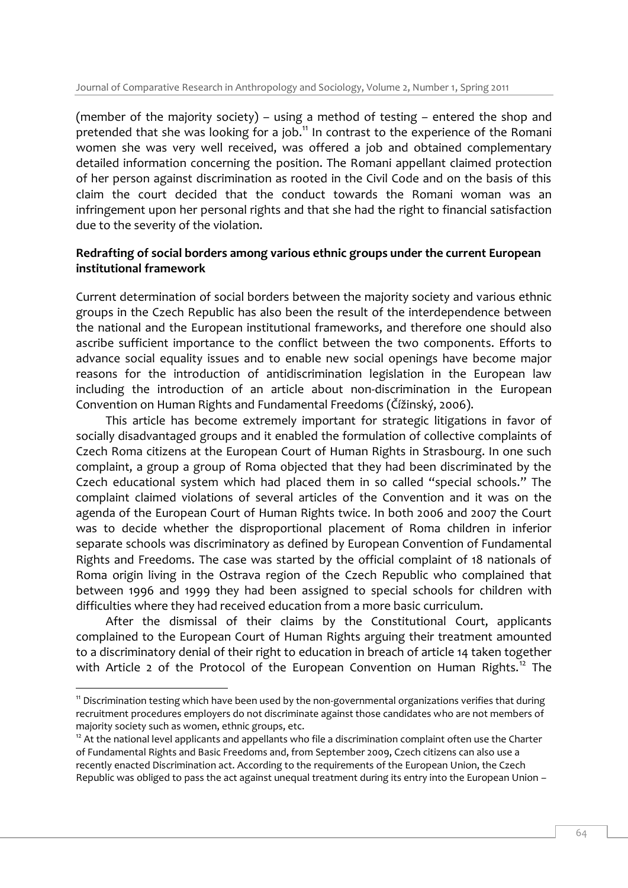(member of the majority society) – using a method of testing – entered the shop and pretended that she was looking for a job.[11] In contrast to the experience of the Romani women she was very well received, was offered a job and obtained complementary detailed information concerning the position. The Romani appellant claimed protection of her person against discrimination as rooted in the Civil Code and on the basis of this claim the court decided that the conduct towards the Romani woman was an infringement upon her personal rights and that she had the right to financial satisfaction due to the severity of the violation.

**Redrafting of social borders among various ethnic groups under the current European institutional framework**

Current determination of social borders between the majority society and various ethnic groups in the Czech Republic has also been the result of the interdependence between the national and the European institutional frameworks, and therefore one should also ascribe sufficient importance to the conflict between the two components. Efforts to advance social equality issues and to enable new social openings have become major reasons for the introduction of antidiscrimination legislation in the European law including the introduction of an article about non-discrimination in the European Convention on Human Rights and Fundamental Freedoms (Čížinský, 2006).

This article has become extremely important for strategic litigations in favor of socially disadvantaged groups and it enabled the formulation of collective complaints of Czech Roma citizens at the European Court of Human Rights in Strasbourg. In one such complaint, a group a group of Roma objected that they had been discriminated by the Czech educational system which had placed them in so called "special schools." The complaint claimed violations of several articles of the Convention and it was on the agenda of the European Court of Human Rights twice. In both 2006 and 2007 the Court was to decide whether the disproportional placement of Roma children in inferior separate schools was discriminatory as defined by European Convention of Fundamental Rights and Freedoms. The case was started by the official complaint of 18 nationals of Roma origin living in the Ostrava region of the Czech Republic who complained that between 1996 and 1999 they had been assigned to special schools for children with difficulties where they had received education from a more basic curriculum.

After the dismissal of their claims by the Constitutional Court, applicants complained to the European Court of Human Rights arguing their treatment amounted to a discriminatory denial of their right to education in breach of article 14 taken together with Article 2 of the Protocol of the European Convention on Human Rights.[12] The

---

[11] Discrimination testing which have been used by the non-governmental organizations verifies that during recruitment procedures employers do not discriminate against those candidates who are not members of majority society such as women, ethnic groups, etc.

[12] At the national level applicants and appellants who file a discrimination complaint often use the Charter of Fundamental Rights and Basic Freedoms and, from September 2009, Czech citizens can also use a recently enacted Discrimination act. According to the requirements of the European Union, the Czech Republic was obliged to pass the act against unequal treatment during its entry into the European Union –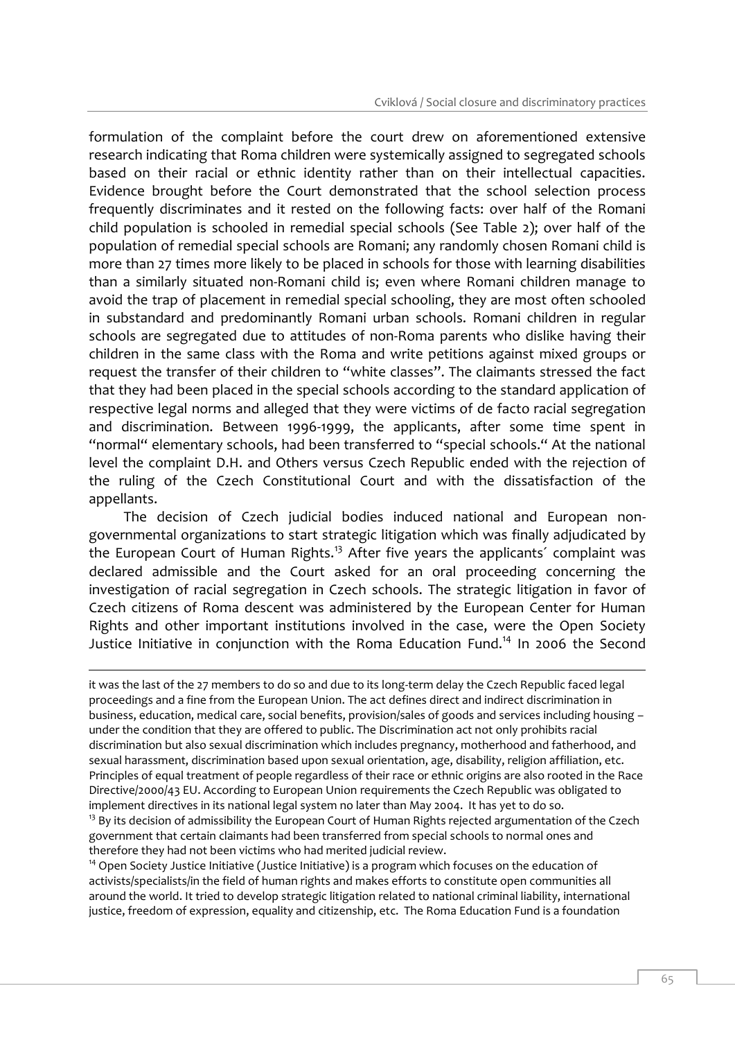formulation of the complaint before the court drew on aforementioned extensive research indicating that Roma children were systemically assigned to segregated schools based on their racial or ethnic identity rather than on their intellectual capacities. Evidence brought before the Court demonstrated that the school selection process frequently discriminates and it rested on the following facts: over half of the Romani child population is schooled in remedial special schools (See Table 2); over half of the population of remedial special schools are Romani; any randomly chosen Romani child is more than 27 times more likely to be placed in schools for those with learning disabilities than a similarly situated non-Romani child is; even where Romani children manage to avoid the trap of placement in remedial special schooling, they are most often schooled in substandard and predominantly Romani urban schools. Romani children in regular schools are segregated due to attitudes of non-Roma parents who dislike having their children in the same class with the Roma and write petitions against mixed groups or request the transfer of their children to "white classes". The claimants stressed the fact that they had been placed in the special schools according to the standard application of respective legal norms and alleged that they were victims of de facto racial segregation and discrimination. Between 1996-1999, the applicants, after some time spent in "normal" elementary schools, had been transferred to "special schools." At the national level the complaint D.H. and Others versus Czech Republic ended with the rejection of the ruling of the Czech Constitutional Court and with the dissatisfaction of the appellants.

The decision of Czech judicial bodies induced national and European non-governmental organizations to start strategic litigation which was finally adjudicated by the European Court of Human Rights.[13] After five years the applicants´ complaint was declared admissible and the Court asked for an oral proceeding concerning the investigation of racial segregation in Czech schools. The strategic litigation in favor of Czech citizens of Roma descent was administered by the European Center for Human Rights and other important institutions involved in the case, were the Open Society Justice Initiative in conjunction with the Roma Education Fund.[14] In 2006 the Second

---

it was the last of the 27 members to do so and due to its long-term delay the Czech Republic faced legal proceedings and a fine from the European Union. The act defines direct and indirect discrimination in business, education, medical care, social benefits, provision/sales of goods and services including housing – under the condition that they are offered to public. The Discrimination act not only prohibits racial discrimination but also sexual discrimination which includes pregnancy, motherhood and fatherhood, and sexual harassment, discrimination based upon sexual orientation, age, disability, religion affiliation, etc. Principles of equal treatment of people regardless of their race or ethnic origins are also rooted in the Race Directive/2000/43 EU. According to European Union requirements the Czech Republic was obligated to implement directives in its national legal system no later than May 2004. It has yet to do so.

[13] By its decision of admissibility the European Court of Human Rights rejected argumentation of the Czech government that certain claimants had been transferred from special schools to normal ones and therefore they had not been victims who had merited judicial review.

[14] Open Society Justice Initiative (Justice Initiative) is a program which focuses on the education of activists/specialists/in the field of human rights and makes efforts to constitute open communities all around the world. It tried to develop strategic litigation related to national criminal liability, international justice, freedom of expression, equality and citizenship, etc. The Roma Education Fund is a foundation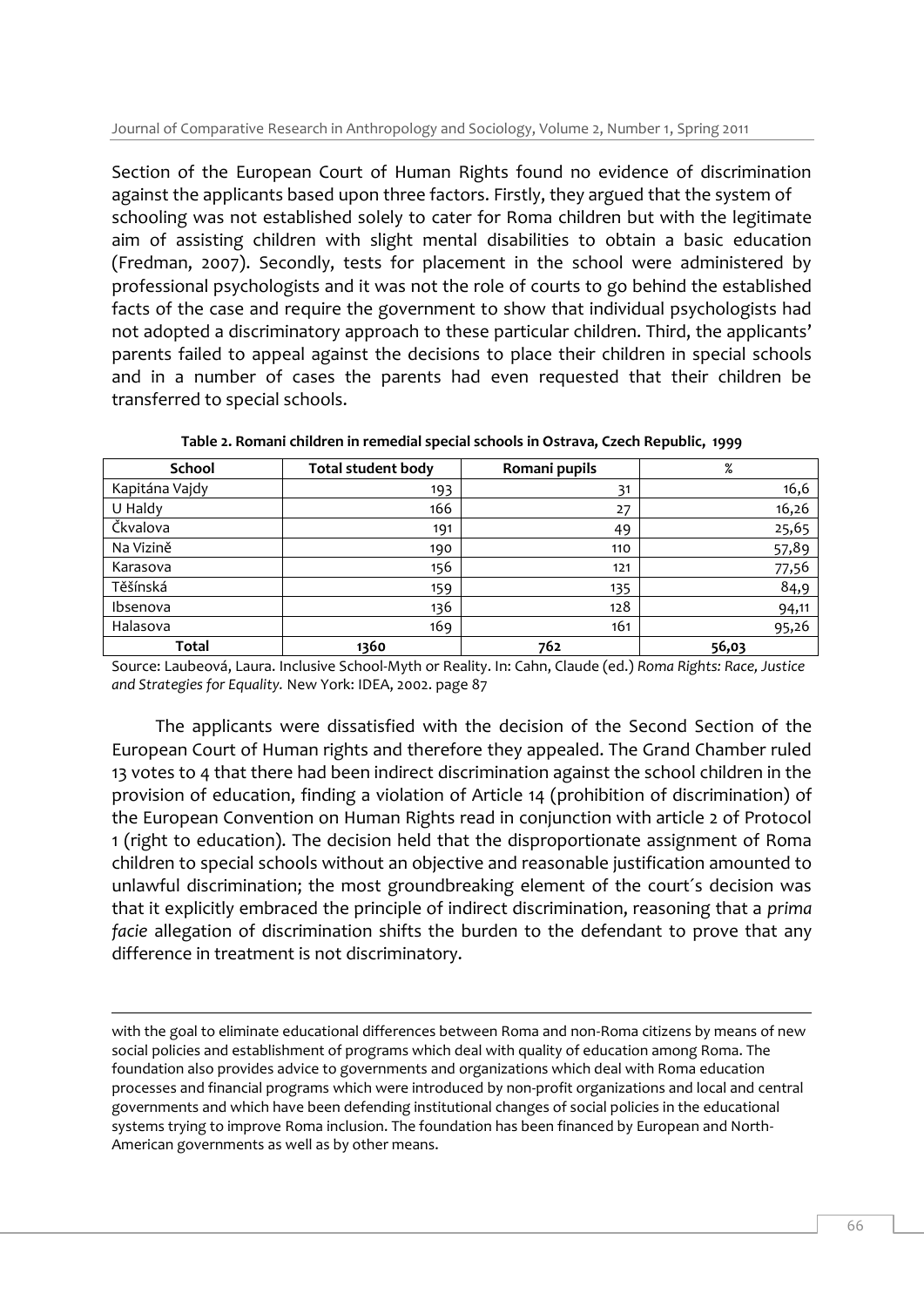Section of the European Court of Human Rights found no evidence of discrimination against the applicants based upon three factors. Firstly, they argued that the system of schooling was not established solely to cater for Roma children but with the legitimate aim of assisting children with slight mental disabilities to obtain a basic education (Fredman, 2007). Secondly, tests for placement in the school were administered by professional psychologists and it was not the role of courts to go behind the established facts of the case and require the government to show that individual psychologists had not adopted a discriminatory approach to these particular children. Third, the applicants' parents failed to appeal against the decisions to place their children in special schools and in a number of cases the parents had even requested that their children be transferred to special schools.

**Table 2. Romani children in remedial special schools in Ostrava, Czech Republic, 1999**

| School | Total student body | Romani pupils | % |
|---|---|---|---|
| Kapitána Vajdy | 193 | 31 | 16,6 |
| U Haldy | 166 | 27 | 16,26 |
| Čkvalova | 191 | 49 | 25,65 |
| Na Vizině | 190 | 110 | 57,89 |
| Karasova | 156 | 121 | 77,56 |
| Těšínská | 159 | 135 | 84,9 |
| Ibsenova | 136 | 128 | 94,11 |
| Halasova | 169 | 161 | 95,26 |
| **Total** | **1360** | **762** | **56,03** |

Source: Laubeová, Laura. Inclusive School-Myth or Reality. In: Cahn, Claude (ed.) *Roma Rights: Race, Justice and Strategies for Equality.* New York: IDEA, 2002. page 87

The applicants were dissatisfied with the decision of the Second Section of the European Court of Human rights and therefore they appealed. The Grand Chamber ruled 13 votes to 4 that there had been indirect discrimination against the school children in the provision of education, finding a violation of Article 14 (prohibition of discrimination) of the European Convention on Human Rights read in conjunction with article 2 of Protocol 1 (right to education). The decision held that the disproportionate assignment of Roma children to special schools without an objective and reasonable justification amounted to unlawful discrimination; the most groundbreaking element of the court´s decision was that it explicitly embraced the principle of indirect discrimination, reasoning that a *prima facie* allegation of discrimination shifts the burden to the defendant to prove that any difference in treatment is not discriminatory.

---

with the goal to eliminate educational differences between Roma and non-Roma citizens by means of new social policies and establishment of programs which deal with quality of education among Roma. The foundation also provides advice to governments and organizations which deal with Roma education processes and financial programs which were introduced by non-profit organizations and local and central governments and which have been defending institutional changes of social policies in the educational systems trying to improve Roma inclusion. The foundation has been financed by European and North-American governments as well as by other means.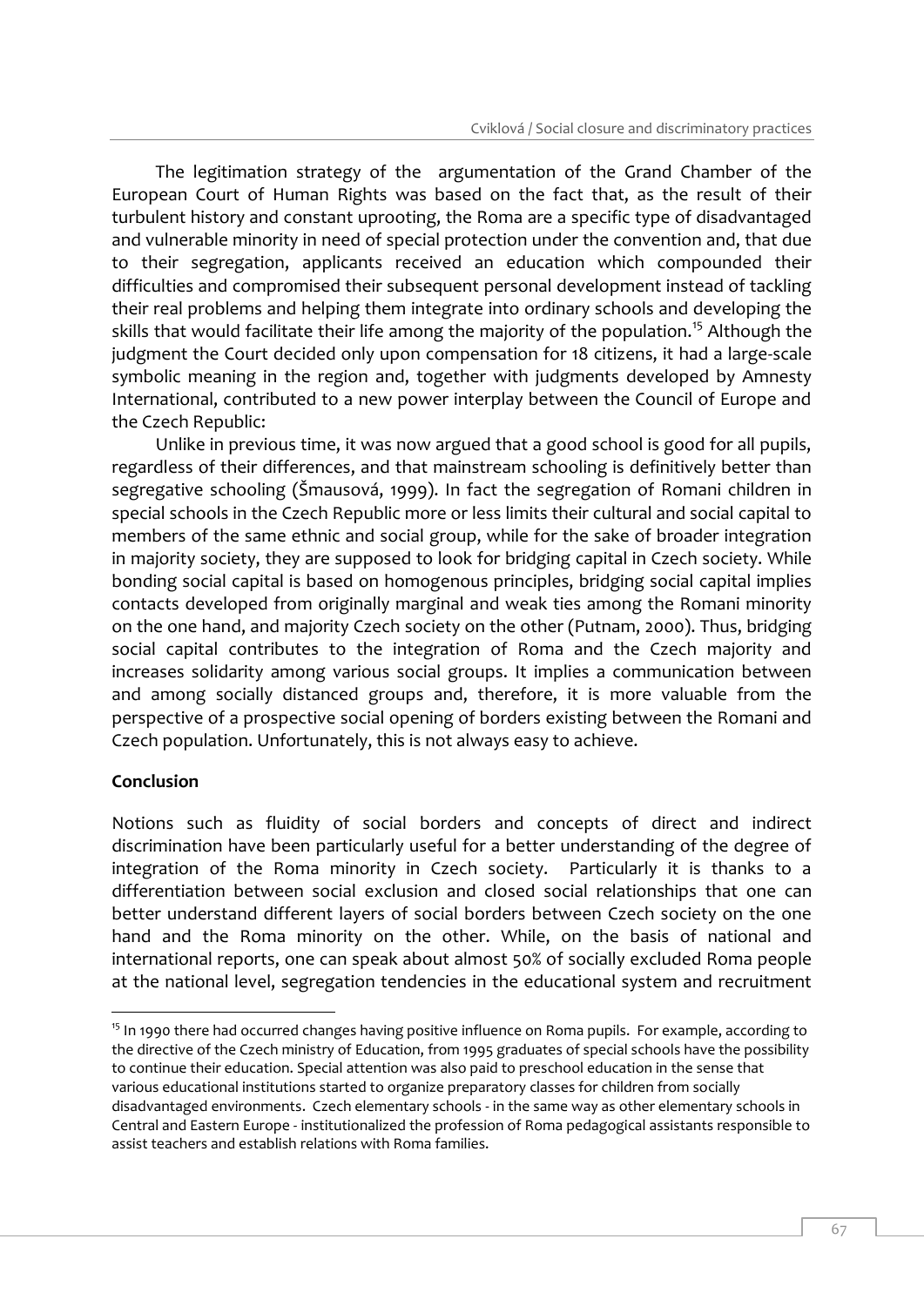The legitimation strategy of the argumentation of the Grand Chamber of the European Court of Human Rights was based on the fact that, as the result of their turbulent history and constant uprooting, the Roma are a specific type of disadvantaged and vulnerable minority in need of special protection under the convention and, that due to their segregation, applicants received an education which compounded their difficulties and compromised their subsequent personal development instead of tackling their real problems and helping them integrate into ordinary schools and developing the skills that would facilitate their life among the majority of the population.[15] Although the judgment the Court decided only upon compensation for 18 citizens, it had a large-scale symbolic meaning in the region and, together with judgments developed by Amnesty International, contributed to a new power interplay between the Council of Europe and the Czech Republic:

Unlike in previous time, it was now argued that a good school is good for all pupils, regardless of their differences, and that mainstream schooling is definitively better than segregative schooling (Šmausová, 1999). In fact the segregation of Romani children in special schools in the Czech Republic more or less limits their cultural and social capital to members of the same ethnic and social group, while for the sake of broader integration in majority society, they are supposed to look for bridging capital in Czech society. While bonding social capital is based on homogenous principles, bridging social capital implies contacts developed from originally marginal and weak ties among the Romani minority on the one hand, and majority Czech society on the other (Putnam, 2000). Thus, bridging social capital contributes to the integration of Roma and the Czech majority and increases solidarity among various social groups. It implies a communication between and among socially distanced groups and, therefore, it is more valuable from the perspective of a prospective social opening of borders existing between the Romani and Czech population. Unfortunately, this is not always easy to achieve.

## Conclusion

Notions such as fluidity of social borders and concepts of direct and indirect discrimination have been particularly useful for a better understanding of the degree of integration of the Roma minority in Czech society. Particularly it is thanks to a differentiation between social exclusion and closed social relationships that one can better understand different layers of social borders between Czech society on the one hand and the Roma minority on the other. While, on the basis of national and international reports, one can speak about almost 50% of socially excluded Roma people at the national level, segregation tendencies in the educational system and recruitment

---

[15] In 1990 there had occurred changes having positive influence on Roma pupils. For example, according to the directive of the Czech ministry of Education, from 1995 graduates of special schools have the possibility to continue their education. Special attention was also paid to preschool education in the sense that various educational institutions started to organize preparatory classes for children from socially disadvantaged environments. Czech elementary schools - in the same way as other elementary schools in Central and Eastern Europe - institutionalized the profession of Roma pedagogical assistants responsible to assist teachers and establish relations with Roma families.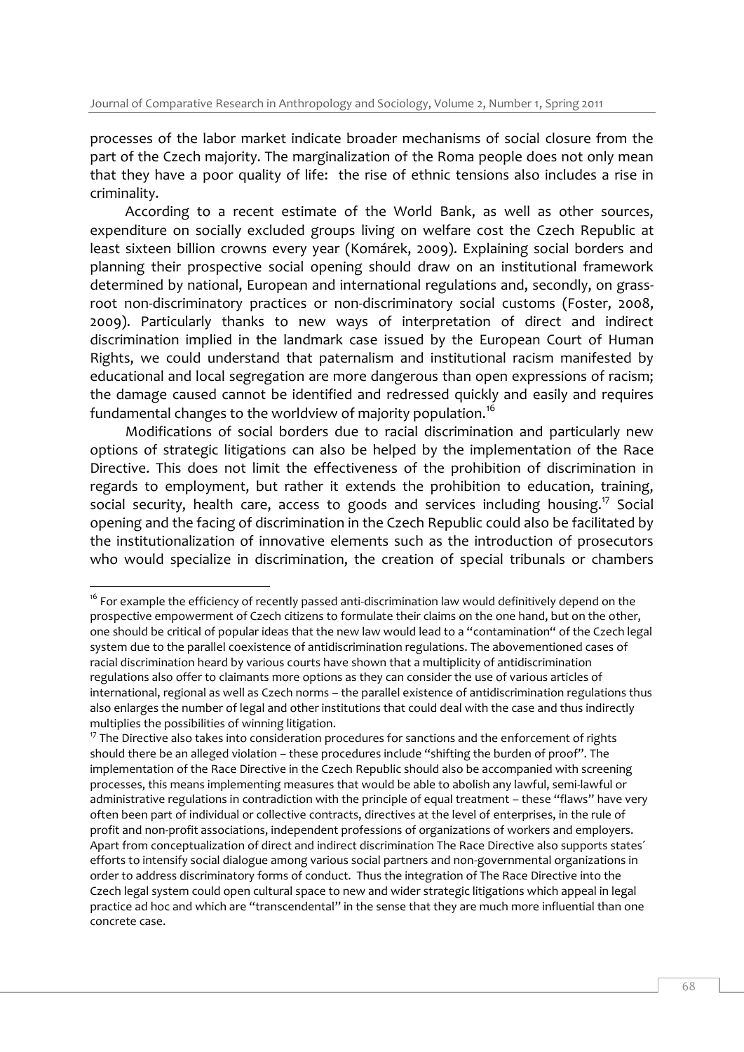processes of the labor market indicate broader mechanisms of social closure from the part of the Czech majority. The marginalization of the Roma people does not only mean that they have a poor quality of life: the rise of ethnic tensions also includes a rise in criminality.

According to a recent estimate of the World Bank, as well as other sources, expenditure on socially excluded groups living on welfare cost the Czech Republic at least sixteen billion crowns every year (Komárek, 2009). Explaining social borders and planning their prospective social opening should draw on an institutional framework determined by national, European and international regulations and, secondly, on grass-root non-discriminatory practices or non-discriminatory social customs (Foster, 2008, 2009). Particularly thanks to new ways of interpretation of direct and indirect discrimination implied in the landmark case issued by the European Court of Human Rights, we could understand that paternalism and institutional racism manifested by educational and local segregation are more dangerous than open expressions of racism; the damage caused cannot be identified and redressed quickly and easily and requires fundamental changes to the worldview of majority population.[16]

Modifications of social borders due to racial discrimination and particularly new options of strategic litigations can also be helped by the implementation of the Race Directive. This does not limit the effectiveness of the prohibition of discrimination in regards to employment, but rather it extends the prohibition to education, training, social security, health care, access to goods and services including housing.[17] Social opening and the facing of discrimination in the Czech Republic could also be facilitated by the institutionalization of innovative elements such as the introduction of prosecutors who would specialize in discrimination, the creation of special tribunals or chambers

---

[16] For example the efficiency of recently passed anti-discrimination law would definitively depend on the prospective empowerment of Czech citizens to formulate their claims on the one hand, but on the other, one should be critical of popular ideas that the new law would lead to a "contamination" of the Czech legal system due to the parallel coexistence of antidiscrimination regulations. The abovementioned cases of racial discrimination heard by various courts have shown that a multiplicity of antidiscrimination regulations also offer to claimants more options as they can consider the use of various articles of international, regional as well as Czech norms – the parallel existence of antidiscrimination regulations thus also enlarges the number of legal and other institutions that could deal with the case and thus indirectly multiplies the possibilities of winning litigation.

[17] The Directive also takes into consideration procedures for sanctions and the enforcement of rights should there be an alleged violation – these procedures include "shifting the burden of proof". The implementation of the Race Directive in the Czech Republic should also be accompanied with screening processes, this means implementing measures that would be able to abolish any lawful, semi-lawful or administrative regulations in contradiction with the principle of equal treatment – these "flaws" have very often been part of individual or collective contracts, directives at the level of enterprises, in the rule of profit and non-profit associations, independent professions of organizations of workers and employers. Apart from conceptualization of direct and indirect discrimination The Race Directive also supports states´ efforts to intensify social dialogue among various social partners and non-governmental organizations in order to address discriminatory forms of conduct. Thus the integration of The Race Directive into the Czech legal system could open cultural space to new and wider strategic litigations which appeal in legal practice ad hoc and which are "transcendental" in the sense that they are much more influential than one concrete case.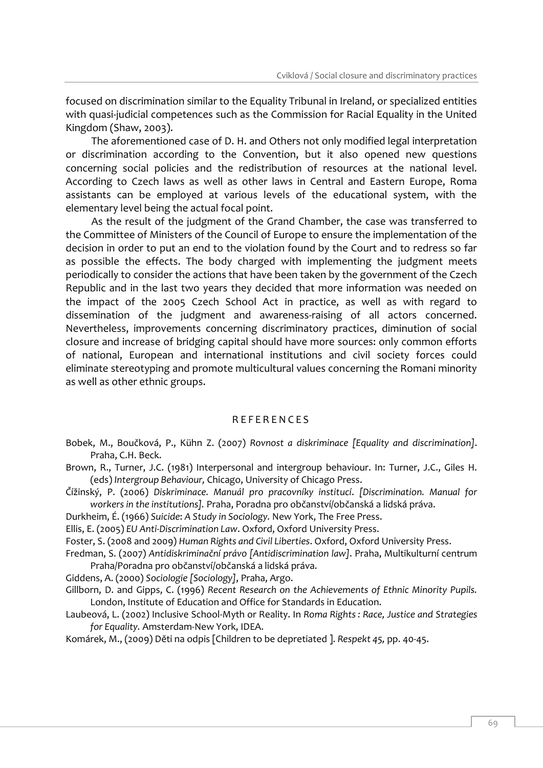focused on discrimination similar to the Equality Tribunal in Ireland, or specialized entities with quasi-judicial competences such as the Commission for Racial Equality in the United Kingdom (Shaw, 2003).

The aforementioned case of D. H. and Others not only modified legal interpretation or discrimination according to the Convention, but it also opened new questions concerning social policies and the redistribution of resources at the national level. According to Czech laws as well as other laws in Central and Eastern Europe, Roma assistants can be employed at various levels of the educational system, with the elementary level being the actual focal point.

As the result of the judgment of the Grand Chamber, the case was transferred to the Committee of Ministers of the Council of Europe to ensure the implementation of the decision in order to put an end to the violation found by the Court and to redress so far as possible the effects. The body charged with implementing the judgment meets periodically to consider the actions that have been taken by the government of the Czech Republic and in the last two years they decided that more information was needed on the impact of the 2005 Czech School Act in practice, as well as with regard to dissemination of the judgment and awareness-raising of all actors concerned. Nevertheless, improvements concerning discriminatory practices, diminution of social closure and increase of bridging capital should have more sources: only common efforts of national, European and international institutions and civil society forces could eliminate stereotyping and promote multicultural values concerning the Romani minority as well as other ethnic groups.

## REFERENCES

Bobek, M., Boučková, P., Kühn Z. (2007) *Rovnost a diskriminace [Equality and discrimination]*. Praha, C.H. Beck.

Brown, R., Turner, J.C. (1981) Interpersonal and intergroup behaviour. In: Turner, J.C., Giles H. (eds) *Intergroup Behaviour,* Chicago, University of Chicago Press.

Čížinský, P. (2006) *Diskriminace. Manuál pro pracovníky institucí. [Discrimination. Manual for workers in the institutions].* Praha, Poradna pro občanství/občanská a lidská práva.

Durkheim, É. (1966) *Suicide: A Study in Sociology.* New York, The Free Press.

Ellis, E. (2005) *EU Anti-Discrimination Law*. Oxford, Oxford University Press.

Foster, S. (2008 and 2009) *Human Rights and Civil Liberties*. Oxford, Oxford University Press.

Fredman, S. (2007) *Antidiskriminační právo [Antidiscrimination law]*. Praha, Multikulturní centrum Praha/Poradna pro občanství/občanská a lidská práva.

Giddens, A. (2000) *Sociologie [Sociology]*, Praha, Argo.

Gillborn, D. and Gipps, C. (1996) *Recent Research on the Achievements of Ethnic Minority Pupils.* London, Institute of Education and Office for Standards in Education.

Laubeová, L. (2002) Inclusive School-Myth or Reality. In *Roma Rights : Race, Justice and Strategies for Equality.* Amsterdam-New York, IDEA.

Komárek, M., (2009) Děti na odpis [Children to be depretiated ]. *Respekt 45,* pp. 40-45.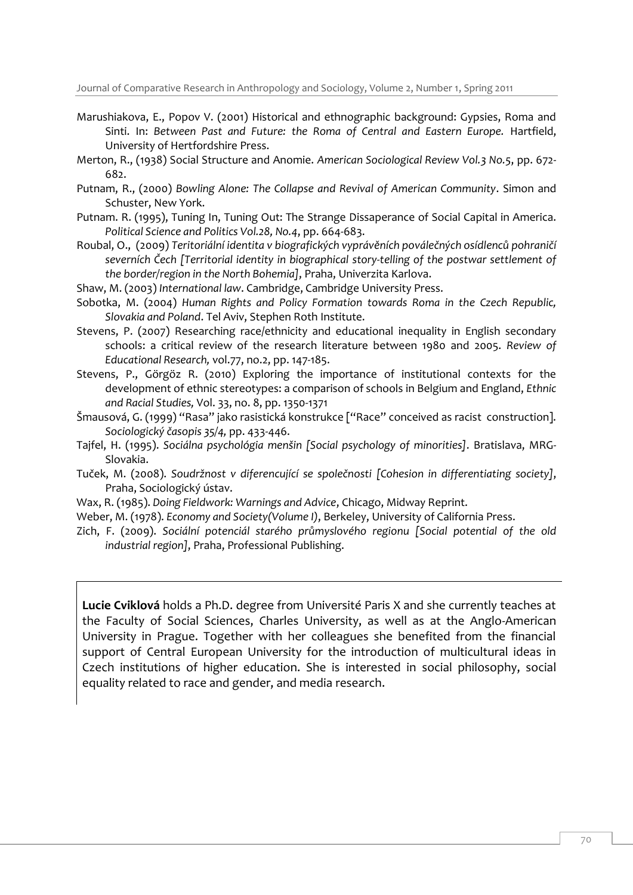Marushiakova, E., Popov V. (2001) Historical and ethnographic background: Gypsies, Roma and Sinti. In: *Between Past and Future: the Roma of Central and Eastern Europe.* Hartfield, University of Hertfordshire Press.

Merton, R., (1938) Social Structure and Anomie. *American Sociological Review Vol.3 No.5*, pp. 672-682.

Putnam, R., (2000) *Bowling Alone: The Collapse and Revival of American Community*. Simon and Schuster, New York.

Putnam. R. (1995), Tuning In, Tuning Out: The Strange Dissaperance of Social Capital in America. *Political Science and Politics Vol.28, No.4*, pp. 664-683.

Roubal, O., (2009) *Teritoriální identita v biografických vyprávěních poválečných osídlenců pohraničí severních Čech [Territorial identity in biographical story-telling of the postwar settlement of the border/region in the North Bohemia]*, Praha, Univerzita Karlova.

Shaw, M. (2003) *International law*. Cambridge, Cambridge University Press.

Sobotka, M. (2004) *Human Rights and Policy Formation towards Roma in the Czech Republic, Slovakia and Poland*. Tel Aviv, Stephen Roth Institute.

Stevens, P. (2007) Researching race/ethnicity and educational inequality in English secondary schools: a critical review of the research literature between 1980 and 2005. *Review of Educational Research,* vol.77, no.2, pp. 147-185.

Stevens, P., Görgöz R. (2010) Exploring the importance of institutional contexts for the development of ethnic stereotypes: a comparison of schools in Belgium and England, *Ethnic and Racial Studies,* Vol. 33, no. 8, pp. 1350-1371

Šmausová, G. (1999) "Rasa" jako rasistická konstrukce ["Race" conceived as racist construction]. *Sociologický časopis 35/4,* pp. 433-446.

Tajfel, H. (1995). *Sociálna psychológia menšin [Social psychology of minorities]*. Bratislava, MRG-Slovakia.

Tuček, M. (2008). *Soudržnost v diferencující se společnosti [Cohesion in differentiating society]*, Praha, Sociologický ústav.

Wax, R. (1985). *Doing Fieldwork: Warnings and Advice*, Chicago, Midway Reprint.

Weber, M. (1978). *Economy and Society(Volume I)*, Berkeley, University of California Press.

Zich, F. (2009). *Sociální potenciál starého průmyslového regionu [Social potential of the old industrial region]*, Praha, Professional Publishing.

**Lucie Cviklová** holds a Ph.D. degree from Université Paris X and she currently teaches at the Faculty of Social Sciences, Charles University, as well as at the Anglo-American University in Prague. Together with her colleagues she benefited from the financial support of Central European University for the introduction of multicultural ideas in Czech institutions of higher education. She is interested in social philosophy, social equality related to race and gender, and media research.